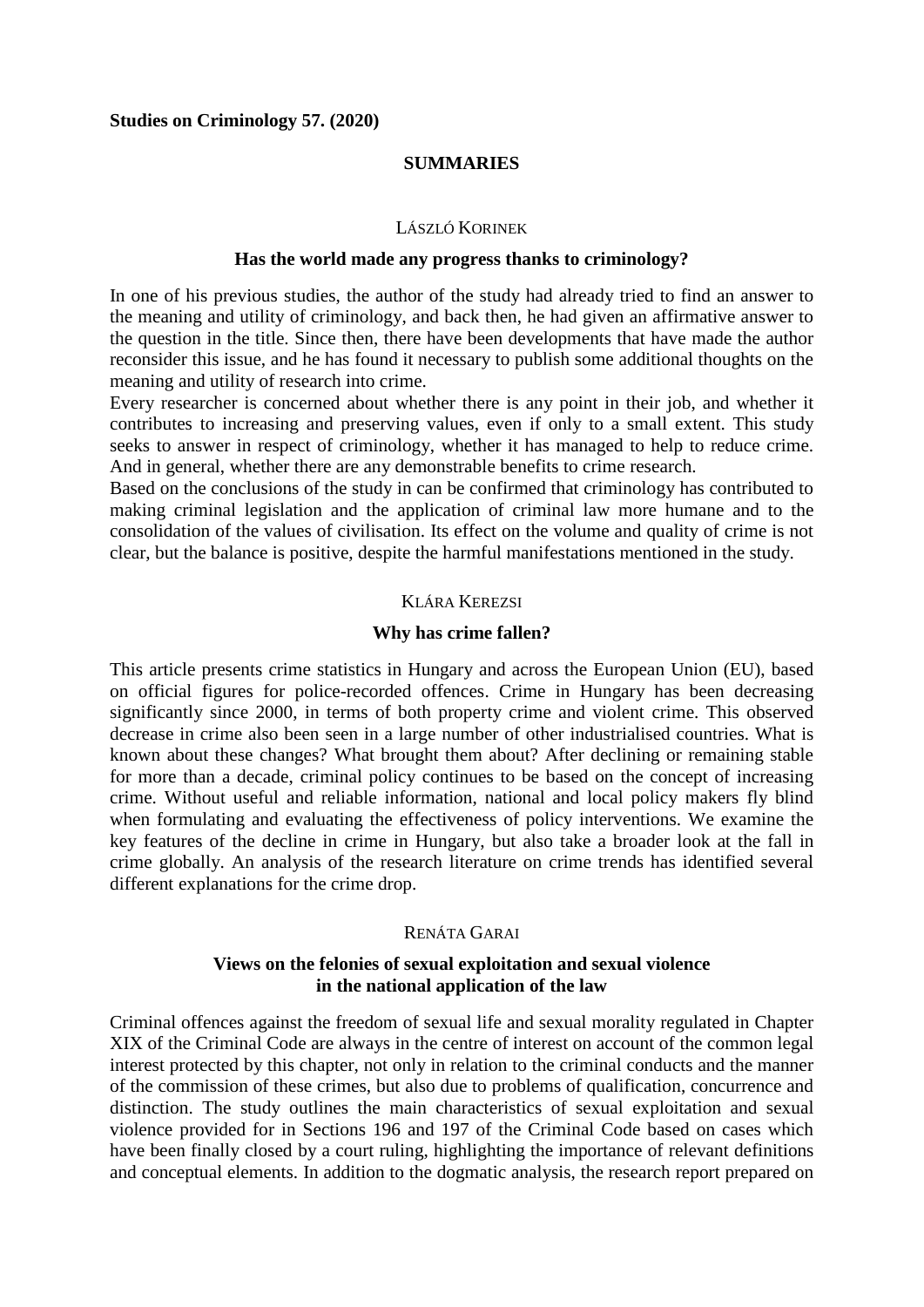**Studies on Criminology 57. (2020)**

## SUMMARIES

LÁSZLÓ KORINEK

### Has the world made any progress thanks to criminology?

In one of his previous studies, the author of the study had already tried to find an answer to the meaning and utility of criminology, and back then, he had given an affirmative answer to the question in the title. Since then, there have been developments that have made the author reconsider this issue, and he has found it necessary to publish some additional thoughts on the meaning and utility of research into crime.

Every researcher is concerned about whether there is any point in their job, and whether it contributes to increasing and preserving values, even if only to a small extent. This study seeks to answer in respect of criminology, whether it has managed to help to reduce crime. And in general, whether there are any demonstrable benefits to crime research.

Based on the conclusions of the study in can be confirmed that criminology has contributed to making criminal legislation and the application of criminal law more humane and to the consolidation of the values of civilisation. Its effect on the volume and quality of crime is not clear, but the balance is positive, despite the harmful manifestations mentioned in the study.

KLÁRA KEREZSI

### Why has crime fallen?

This article presents crime statistics in Hungary and across the European Union (EU), based on official figures for police-recorded offences. Crime in Hungary has been decreasing significantly since 2000, in terms of both property crime and violent crime. This observed decrease in crime also been seen in a large number of other industrialised countries. What is known about these changes? What brought them about? After declining or remaining stable for more than a decade, criminal policy continues to be based on the concept of increasing crime. Without useful and reliable information, national and local policy makers fly blind when formulating and evaluating the effectiveness of policy interventions. We examine the key features of the decline in crime in Hungary, but also take a broader look at the fall in crime globally. An analysis of the research literature on crime trends has identified several different explanations for the crime drop.

RENÁTA GARAI

### Views on the felonies of sexual exploitation and sexual violence in the national application of the law

Criminal offences against the freedom of sexual life and sexual morality regulated in Chapter XIX of the Criminal Code are always in the centre of interest on account of the common legal interest protected by this chapter, not only in relation to the criminal conducts and the manner of the commission of these crimes, but also due to problems of qualification, concurrence and distinction. The study outlines the main characteristics of sexual exploitation and sexual violence provided for in Sections 196 and 197 of the Criminal Code based on cases which have been finally closed by a court ruling, highlighting the importance of relevant definitions and conceptual elements. In addition to the dogmatic analysis, the research report prepared on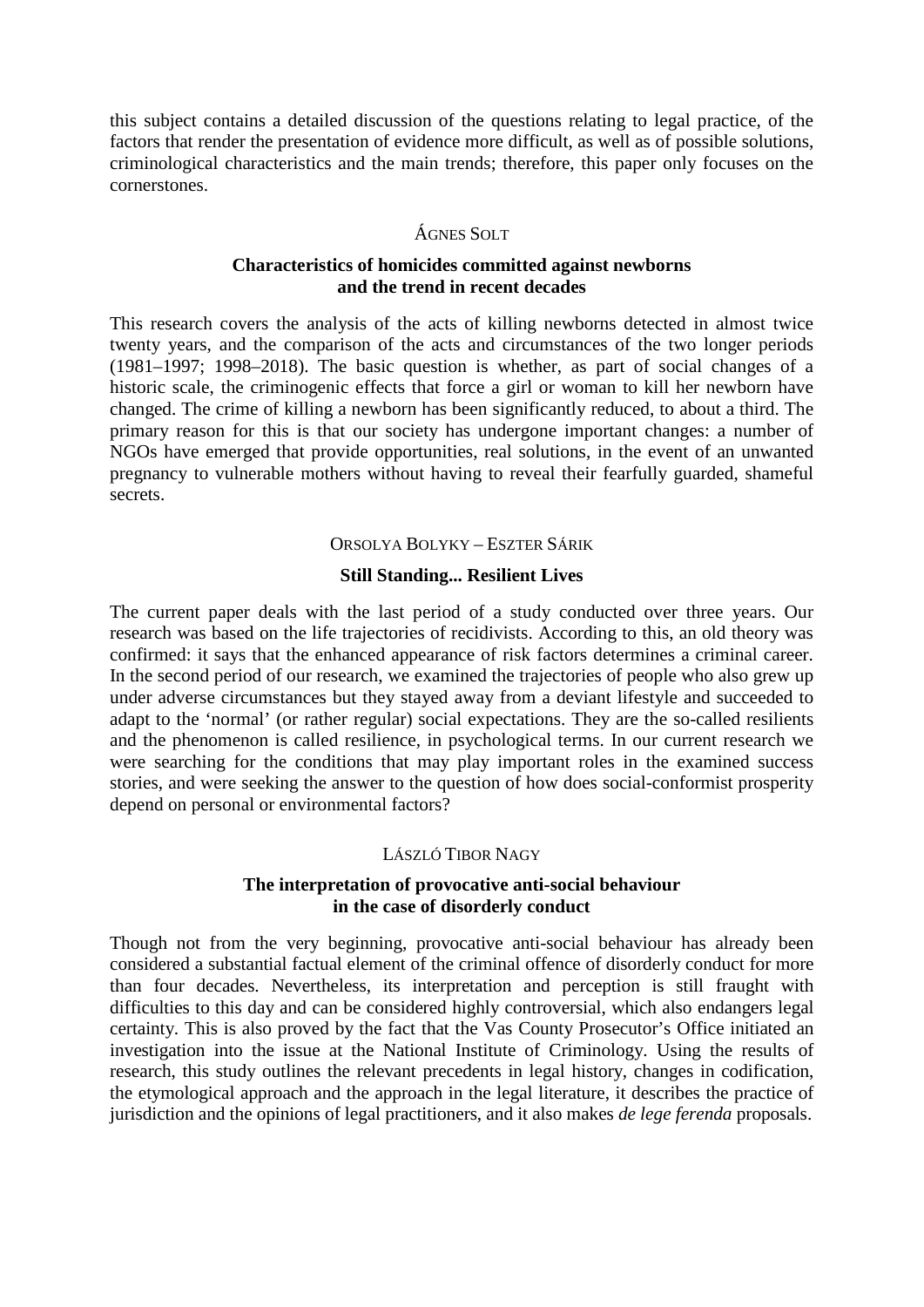this subject contains a detailed discussion of the questions relating to legal practice, of the factors that render the presentation of evidence more difficult, as well as of possible solutions, criminological characteristics and the main trends; therefore, this paper only focuses on the cornerstones.

Ágnes Solt

### Characteristics of homicides committed against newborns and the trend in recent decades

This research covers the analysis of the acts of killing newborns detected in almost twice twenty years, and the comparison of the acts and circumstances of the two longer periods (1981–1997; 1998–2018). The basic question is whether, as part of social changes of a historic scale, the criminogenic effects that force a girl or woman to kill her newborn have changed. The crime of killing a newborn has been significantly reduced, to about a third. The primary reason for this is that our society has undergone important changes: a number of NGOs have emerged that provide opportunities, real solutions, in the event of an unwanted pregnancy to vulnerable mothers without having to reveal their fearfully guarded, shameful secrets.

Orsolya Bolyky – Eszter Sárik

### Still Standing... Resilient Lives

The current paper deals with the last period of a study conducted over three years. Our research was based on the life trajectories of recidivists. According to this, an old theory was confirmed: it says that the enhanced appearance of risk factors determines a criminal career. In the second period of our research, we examined the trajectories of people who also grew up under adverse circumstances but they stayed away from a deviant lifestyle and succeeded to adapt to the 'normal' (or rather regular) social expectations. They are the so-called resilients and the phenomenon is called resilience, in psychological terms. In our current research we were searching for the conditions that may play important roles in the examined success stories, and were seeking the answer to the question of how does social-conformist prosperity depend on personal or environmental factors?

László Tibor Nagy

### The interpretation of provocative anti-social behaviour in the case of disorderly conduct

Though not from the very beginning, provocative anti-social behaviour has already been considered a substantial factual element of the criminal offence of disorderly conduct for more than four decades. Nevertheless, its interpretation and perception is still fraught with difficulties to this day and can be considered highly controversial, which also endangers legal certainty. This is also proved by the fact that the Vas County Prosecutor's Office initiated an investigation into the issue at the National Institute of Criminology. Using the results of research, this study outlines the relevant precedents in legal history, changes in codification, the etymological approach and the approach in the legal literature, it describes the practice of jurisdiction and the opinions of legal practitioners, and it also makes *de lege ferenda* proposals.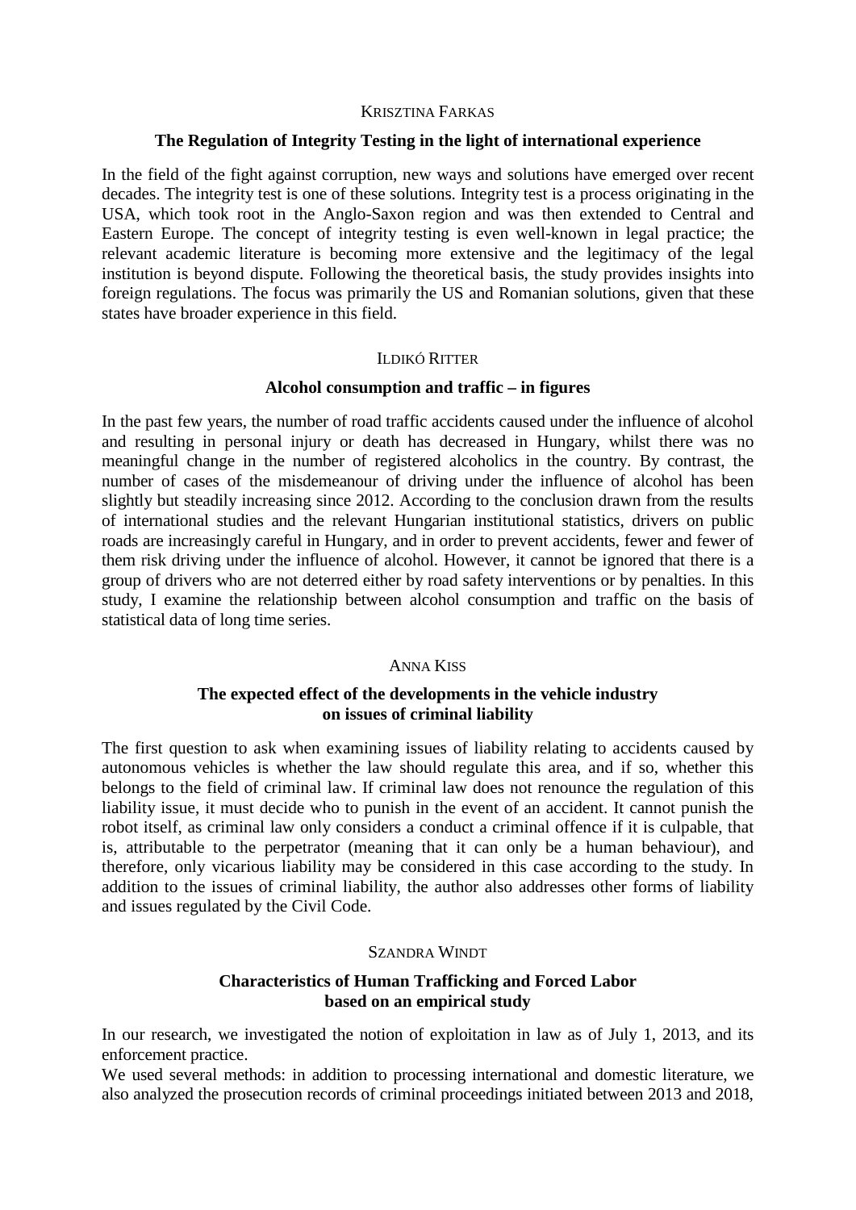KRISZTINA FARKAS

**The Regulation of Integrity Testing in the light of international experience**

In the field of the fight against corruption, new ways and solutions have emerged over recent decades. The integrity test is one of these solutions. Integrity test is a process originating in the USA, which took root in the Anglo-Saxon region and was then extended to Central and Eastern Europe. The concept of integrity testing is even well-known in legal practice; the relevant academic literature is becoming more extensive and the legitimacy of the legal institution is beyond dispute. Following the theoretical basis, the study provides insights into foreign regulations. The focus was primarily the US and Romanian solutions, given that these states have broader experience in this field.

ILDIKÓ RITTER

**Alcohol consumption and traffic – in figures**

In the past few years, the number of road traffic accidents caused under the influence of alcohol and resulting in personal injury or death has decreased in Hungary, whilst there was no meaningful change in the number of registered alcoholics in the country. By contrast, the number of cases of the misdemeanour of driving under the influence of alcohol has been slightly but steadily increasing since 2012. According to the conclusion drawn from the results of international studies and the relevant Hungarian institutional statistics, drivers on public roads are increasingly careful in Hungary, and in order to prevent accidents, fewer and fewer of them risk driving under the influence of alcohol. However, it cannot be ignored that there is a group of drivers who are not deterred either by road safety interventions or by penalties. In this study, I examine the relationship between alcohol consumption and traffic on the basis of statistical data of long time series.

ANNA KISS

**The expected effect of the developments in the vehicle industry on issues of criminal liability**

The first question to ask when examining issues of liability relating to accidents caused by autonomous vehicles is whether the law should regulate this area, and if so, whether this belongs to the field of criminal law. If criminal law does not renounce the regulation of this liability issue, it must decide who to punish in the event of an accident. It cannot punish the robot itself, as criminal law only considers a conduct a criminal offence if it is culpable, that is, attributable to the perpetrator (meaning that it can only be a human behaviour), and therefore, only vicarious liability may be considered in this case according to the study. In addition to the issues of criminal liability, the author also addresses other forms of liability and issues regulated by the Civil Code.

SZANDRA WINDT

**Characteristics of Human Trafficking and Forced Labor based on an empirical study**

In our research, we investigated the notion of exploitation in law as of July 1, 2013, and its enforcement practice.

We used several methods: in addition to processing international and domestic literature, we also analyzed the prosecution records of criminal proceedings initiated between 2013 and 2018,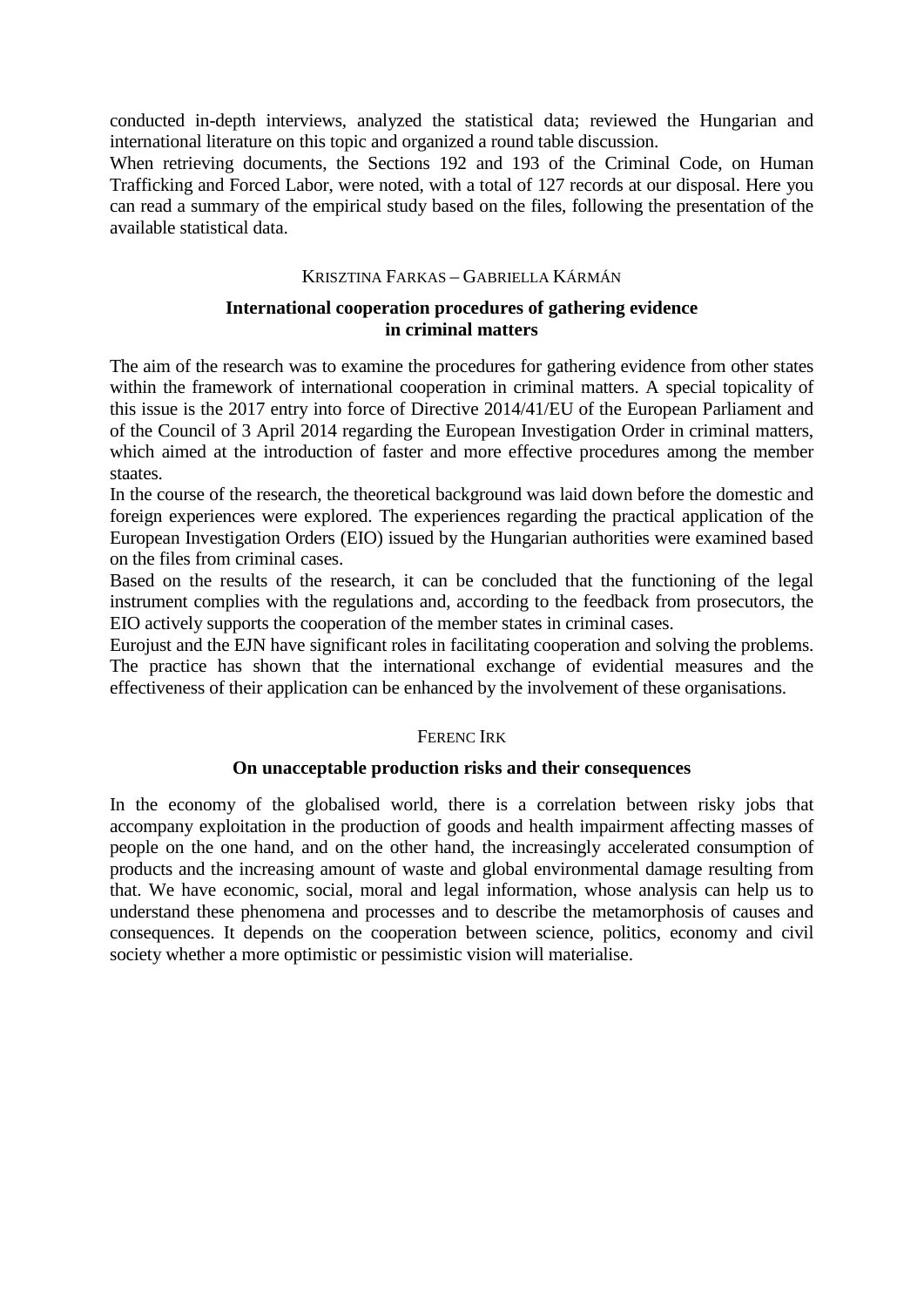conducted in-depth interviews, analyzed the statistical data; reviewed the Hungarian and international literature on this topic and organized a round table discussion.

When retrieving documents, the Sections 192 and 193 of the Criminal Code, on Human Trafficking and Forced Labor, were noted, with a total of 127 records at our disposal. Here you can read a summary of the empirical study based on the files, following the presentation of the available statistical data.

KRISZTINA FARKAS – GABRIELLA KÁRMÁN

## International cooperation procedures of gathering evidence in criminal matters

The aim of the research was to examine the procedures for gathering evidence from other states within the framework of international cooperation in criminal matters. A special topicality of this issue is the 2017 entry into force of Directive 2014/41/EU of the European Parliament and of the Council of 3 April 2014 regarding the European Investigation Order in criminal matters, which aimed at the introduction of faster and more effective procedures among the member staates.

In the course of the research, the theoretical background was laid down before the domestic and foreign experiences were explored. The experiences regarding the practical application of the European Investigation Orders (EIO) issued by the Hungarian authorities were examined based on the files from criminal cases.

Based on the results of the research, it can be concluded that the functioning of the legal instrument complies with the regulations and, according to the feedback from prosecutors, the EIO actively supports the cooperation of the member states in criminal cases.

Eurojust and the EJN have significant roles in facilitating cooperation and solving the problems. The practice has shown that the international exchange of evidential measures and the effectiveness of their application can be enhanced by the involvement of these organisations.

FERENC IRK

## On unacceptable production risks and their consequences

In the economy of the globalised world, there is a correlation between risky jobs that accompany exploitation in the production of goods and health impairment affecting masses of people on the one hand, and on the other hand, the increasingly accelerated consumption of products and the increasing amount of waste and global environmental damage resulting from that. We have economic, social, moral and legal information, whose analysis can help us to understand these phenomena and processes and to describe the metamorphosis of causes and consequences. It depends on the cooperation between science, politics, economy and civil society whether a more optimistic or pessimistic vision will materialise.